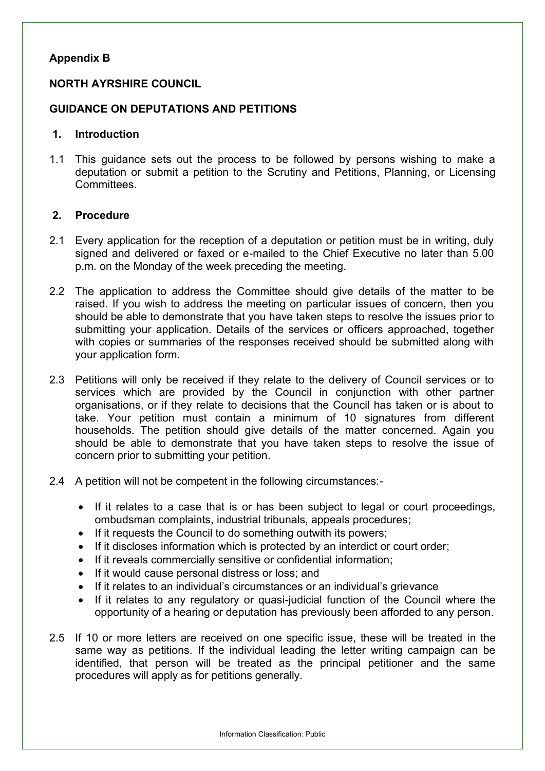**Appendix B**

**NORTH AYRSHIRE COUNCIL**

**GUIDANCE ON DEPUTATIONS AND PETITIONS**

## 1. Introduction

1.1 This guidance sets out the process to be followed by persons wishing to make a deputation or submit a petition to the Scrutiny and Petitions, Planning, or Licensing Committees.

## 2. Procedure

2.1 Every application for the reception of a deputation or petition must be in writing, duly signed and delivered or faxed or e-mailed to the Chief Executive no later than 5.00 p.m. on the Monday of the week preceding the meeting.

2.2 The application to address the Committee should give details of the matter to be raised. If you wish to address the meeting on particular issues of concern, then you should be able to demonstrate that you have taken steps to resolve the issues prior to submitting your application. Details of the services or officers approached, together with copies or summaries of the responses received should be submitted along with your application form.

2.3 Petitions will only be received if they relate to the delivery of Council services or to services which are provided by the Council in conjunction with other partner organisations, or if they relate to decisions that the Council has taken or is about to take. Your petition must contain a minimum of 10 signatures from different households. The petition should give details of the matter concerned. Again you should be able to demonstrate that you have taken steps to resolve the issue of concern prior to submitting your petition.

2.4 A petition will not be competent in the following circumstances:-

- If it relates to a case that is or has been subject to legal or court proceedings, ombudsman complaints, industrial tribunals, appeals procedures;
- If it requests the Council to do something outwith its powers;
- If it discloses information which is protected by an interdict or court order;
- If it reveals commercially sensitive or confidential information;
- If it would cause personal distress or loss; and
- If it relates to an individual's circumstances or an individual's grievance
- If it relates to any regulatory or quasi-judicial function of the Council where the opportunity of a hearing or deputation has previously been afforded to any person.

2.5 If 10 or more letters are received on one specific issue, these will be treated in the same way as petitions. If the individual leading the letter writing campaign can be identified, that person will be treated as the principal petitioner and the same procedures will apply as for petitions generally.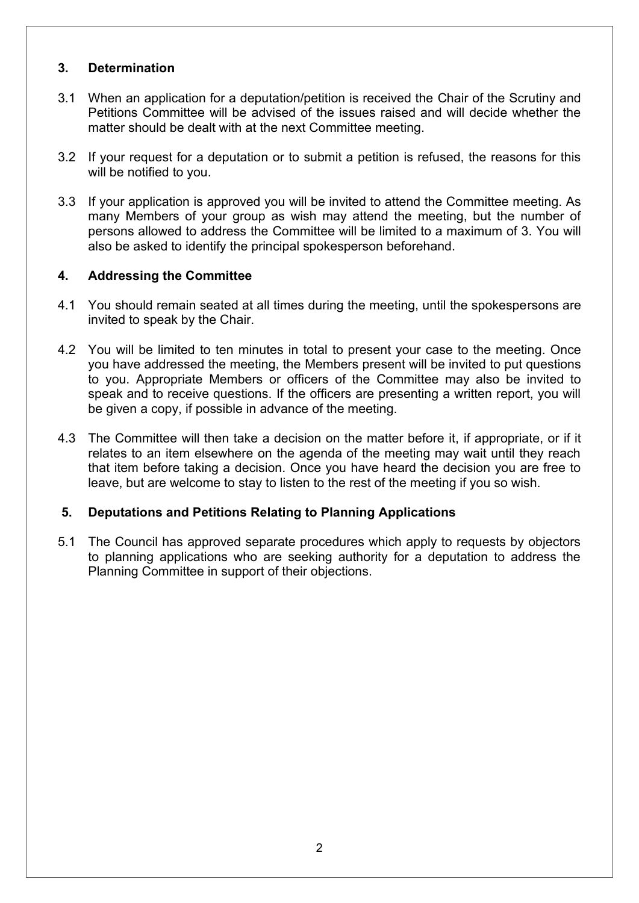## 3. Determination

3.1 When an application for a deputation/petition is received the Chair of the Scrutiny and Petitions Committee will be advised of the issues raised and will decide whether the matter should be dealt with at the next Committee meeting.

3.2 If your request for a deputation or to submit a petition is refused, the reasons for this will be notified to you.

3.3 If your application is approved you will be invited to attend the Committee meeting. As many Members of your group as wish may attend the meeting, but the number of persons allowed to address the Committee will be limited to a maximum of 3. You will also be asked to identify the principal spokesperson beforehand.

## 4. Addressing the Committee

4.1 You should remain seated at all times during the meeting, until the spokespersons are invited to speak by the Chair.

4.2 You will be limited to ten minutes in total to present your case to the meeting. Once you have addressed the meeting, the Members present will be invited to put questions to you. Appropriate Members or officers of the Committee may also be invited to speak and to receive questions. If the officers are presenting a written report, you will be given a copy, if possible in advance of the meeting.

4.3 The Committee will then take a decision on the matter before it, if appropriate, or if it relates to an item elsewhere on the agenda of the meeting may wait until they reach that item before taking a decision. Once you have heard the decision you are free to leave, but are welcome to stay to listen to the rest of the meeting if you so wish.

## 5. Deputations and Petitions Relating to Planning Applications

5.1 The Council has approved separate procedures which apply to requests by objectors to planning applications who are seeking authority for a deputation to address the Planning Committee in support of their objections.